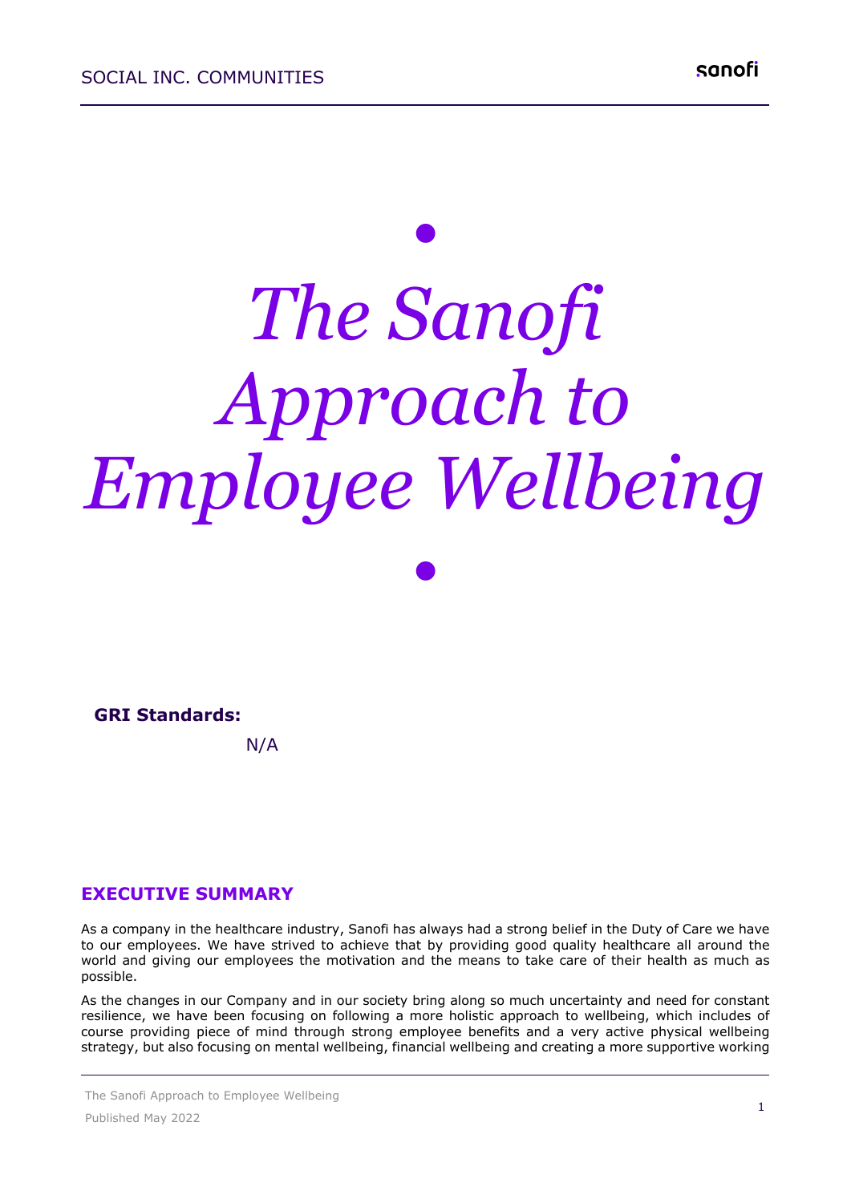# The Sanofi Approach to Employee Wellbeing

**GRI Standards:**

N/A

## EXECUTIVE SUMMARY

As a company in the healthcare industry, Sanofi has always had a strong belief in the Duty of Care we have to our employees. We have strived to achieve that by providing good quality healthcare all around the world and giving our employees the motivation and the means to take care of their health as much as possible.

As the changes in our Company and in our society bring along so much uncertainty and need for constant resilience, we have been focusing on following a more holistic approach to wellbeing, which includes of course providing piece of mind through strong employee benefits and a very active physical wellbeing strategy, but also focusing on mental wellbeing, financial wellbeing and creating a more supportive working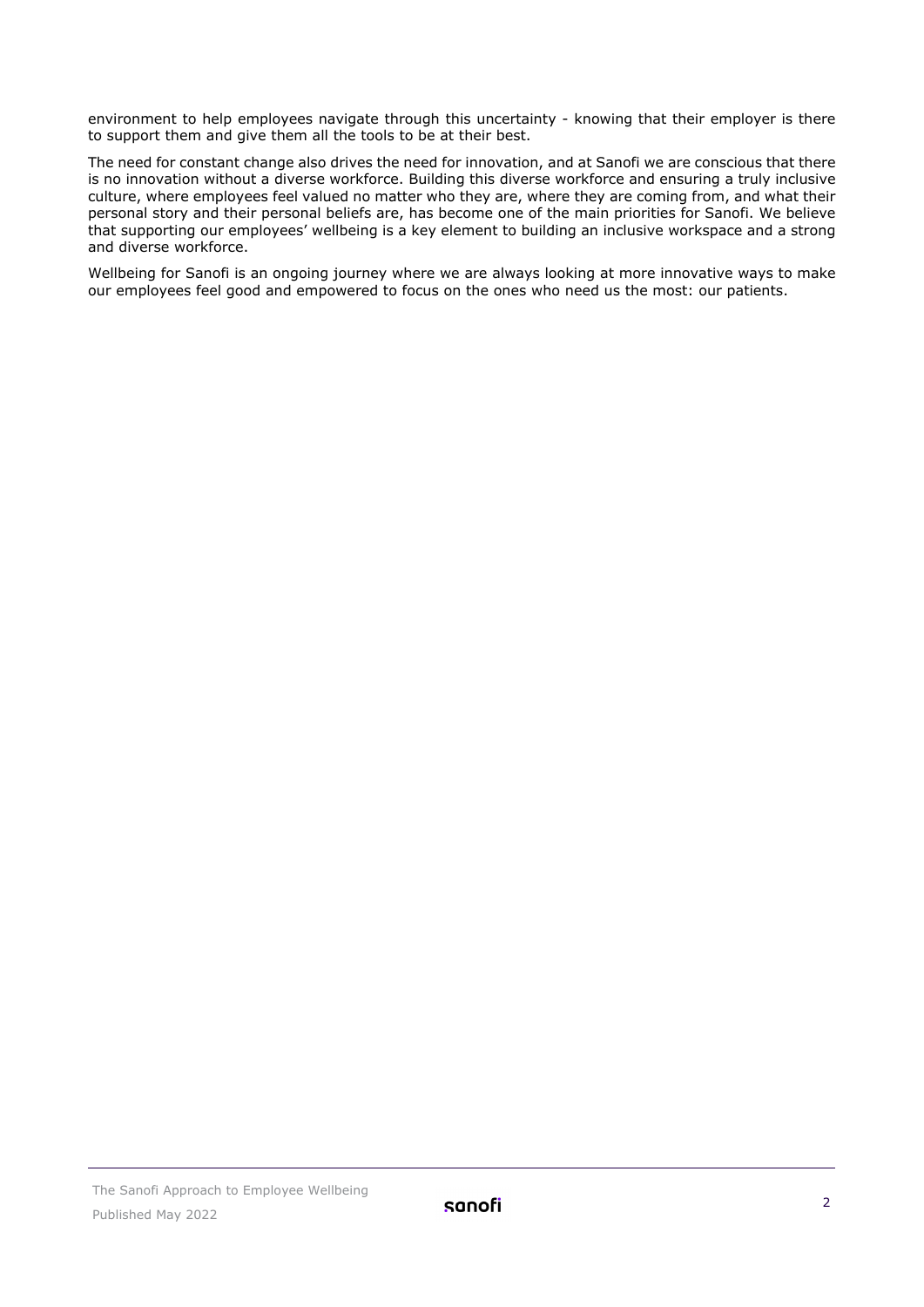environment to help employees navigate through this uncertainty - knowing that their employer is there to support them and give them all the tools to be at their best.

The need for constant change also drives the need for innovation, and at Sanofi we are conscious that there is no innovation without a diverse workforce. Building this diverse workforce and ensuring a truly inclusive culture, where employees feel valued no matter who they are, where they are coming from, and what their personal story and their personal beliefs are, has become one of the main priorities for Sanofi. We believe that supporting our employees' wellbeing is a key element to building an inclusive workspace and a strong and diverse workforce.

Wellbeing for Sanofi is an ongoing journey where we are always looking at more innovative ways to make our employees feel good and empowered to focus on the ones who need us the most: our patients.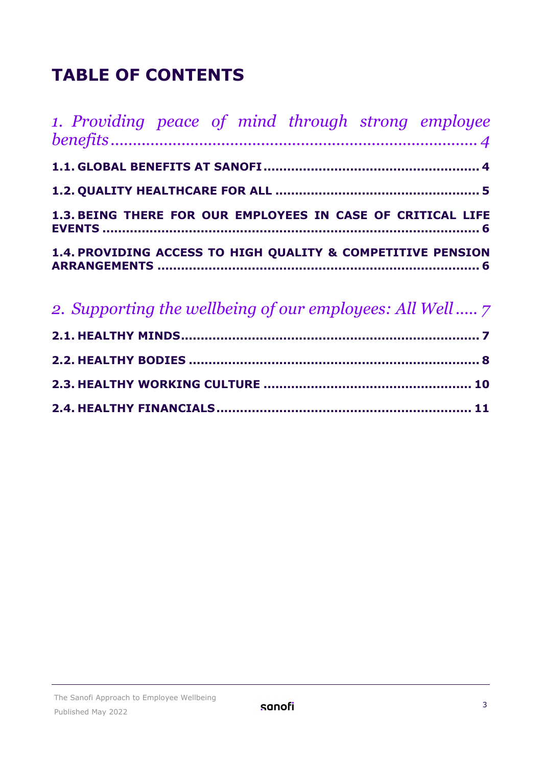# TABLE OF CONTENTS

*1. Providing peace of mind through strong employee benefits* ........ 4

**1.1. GLOBAL BENEFITS AT SANOFI** ........ **4**

**1.2. QUALITY HEALTHCARE FOR ALL** ........ **5**

**1.3. BEING THERE FOR OUR EMPLOYEES IN CASE OF CRITICAL LIFE EVENTS** ........ **6**

**1.4. PROVIDING ACCESS TO HIGH QUALITY & COMPETITIVE PENSION ARRANGEMENTS** ........ **6**

*2. Supporting the wellbeing of our employees: All Well* ..... 7

**2.1. HEALTHY MINDS** ........ **7**

**2.2. HEALTHY BODIES** ........ **8**

**2.3. HEALTHY WORKING CULTURE** ........ **10**

**2.4. HEALTHY FINANCIALS** ........ **11**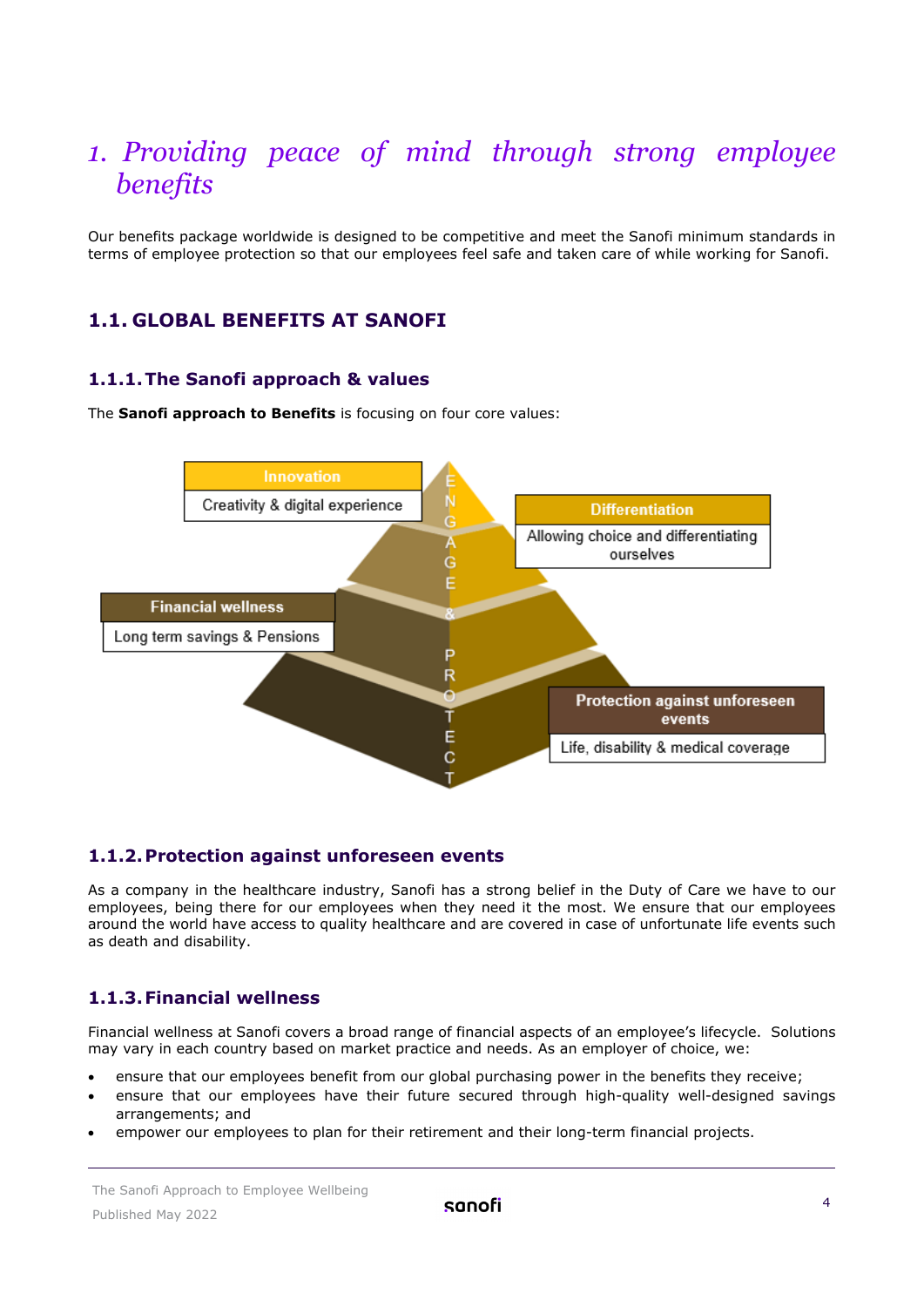# 1. Providing peace of mind through strong employee benefits

Our benefits package worldwide is designed to be competitive and meet the Sanofi minimum standards in terms of employee protection so that our employees feel safe and taken care of while working for Sanofi.

## 1.1. GLOBAL BENEFITS AT SANOFI

### 1.1.1. The Sanofi approach & values

The **Sanofi approach to Benefits** is focusing on four core values:

Innovation
Creativity & digital experience

Differentiation
Allowing choice and differentiating ourselves

Financial wellness
Long term savings & Pensions

Protection against unforeseen events
Life, disability & medical coverage

ENGAGE & PROTECT

### 1.1.2. Protection against unforeseen events

As a company in the healthcare industry, Sanofi has a strong belief in the Duty of Care we have to our employees, being there for our employees when they need it the most. We ensure that our employees around the world have access to quality healthcare and are covered in case of unfortunate life events such as death and disability.

### 1.1.3. Financial wellness

Financial wellness at Sanofi covers a broad range of financial aspects of an employee's lifecycle. Solutions may vary in each country based on market practice and needs. As an employer of choice, we:

- ensure that our employees benefit from our global purchasing power in the benefits they receive;
- ensure that our employees have their future secured through high-quality well-designed savings arrangements; and
- empower our employees to plan for their retirement and their long-term financial projects.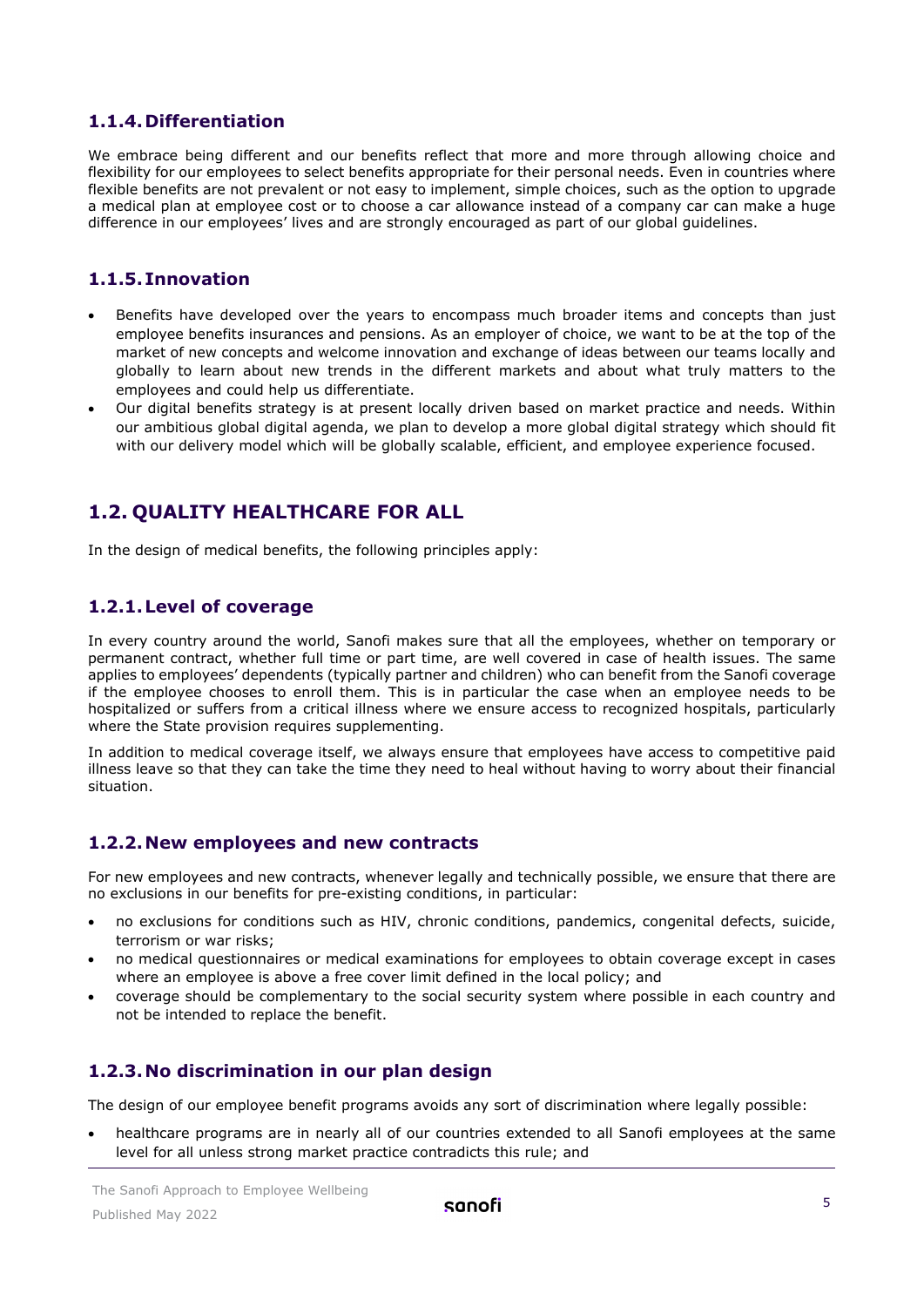### 1.1.4. Differentiation

We embrace being different and our benefits reflect that more and more through allowing choice and flexibility for our employees to select benefits appropriate for their personal needs. Even in countries where flexible benefits are not prevalent or not easy to implement, simple choices, such as the option to upgrade a medical plan at employee cost or to choose a car allowance instead of a company car can make a huge difference in our employees' lives and are strongly encouraged as part of our global guidelines.

### 1.1.5. Innovation

- Benefits have developed over the years to encompass much broader items and concepts than just employee benefits insurances and pensions. As an employer of choice, we want to be at the top of the market of new concepts and welcome innovation and exchange of ideas between our teams locally and globally to learn about new trends in the different markets and about what truly matters to the employees and could help us differentiate.
- Our digital benefits strategy is at present locally driven based on market practice and needs. Within our ambitious global digital agenda, we plan to develop a more global digital strategy which should fit with our delivery model which will be globally scalable, efficient, and employee experience focused.

## 1.2. QUALITY HEALTHCARE FOR ALL

In the design of medical benefits, the following principles apply:

### 1.2.1. Level of coverage

In every country around the world, Sanofi makes sure that all the employees, whether on temporary or permanent contract, whether full time or part time, are well covered in case of health issues. The same applies to employees' dependents (typically partner and children) who can benefit from the Sanofi coverage if the employee chooses to enroll them. This is in particular the case when an employee needs to be hospitalized or suffers from a critical illness where we ensure access to recognized hospitals, particularly where the State provision requires supplementing.

In addition to medical coverage itself, we always ensure that employees have access to competitive paid illness leave so that they can take the time they need to heal without having to worry about their financial situation.

### 1.2.2. New employees and new contracts

For new employees and new contracts, whenever legally and technically possible, we ensure that there are no exclusions in our benefits for pre-existing conditions, in particular:

- no exclusions for conditions such as HIV, chronic conditions, pandemics, congenital defects, suicide, terrorism or war risks;
- no medical questionnaires or medical examinations for employees to obtain coverage except in cases where an employee is above a free cover limit defined in the local policy; and
- coverage should be complementary to the social security system where possible in each country and not be intended to replace the benefit.

### 1.2.3. No discrimination in our plan design

The design of our employee benefit programs avoids any sort of discrimination where legally possible:

- healthcare programs are in nearly all of our countries extended to all Sanofi employees at the same level for all unless strong market practice contradicts this rule; and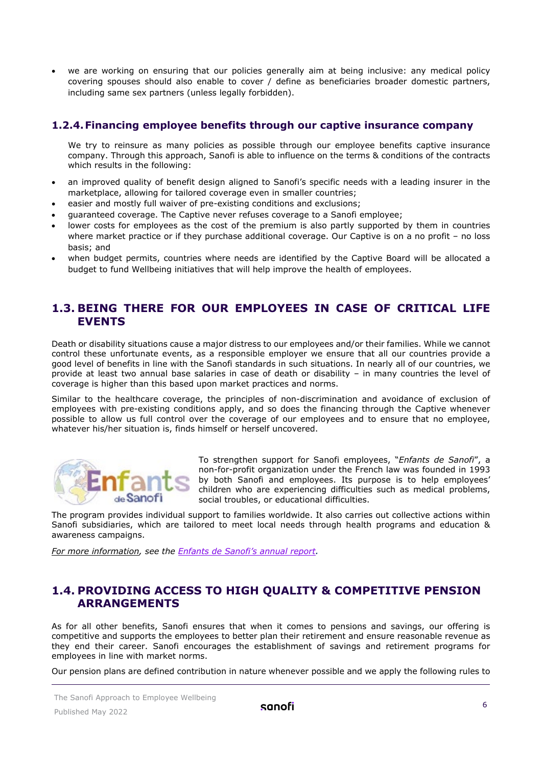- we are working on ensuring that our policies generally aim at being inclusive: any medical policy covering spouses should also enable to cover / define as beneficiaries broader domestic partners, including same sex partners (unless legally forbidden).

### 1.2.4. Financing employee benefits through our captive insurance company

We try to reinsure as many policies as possible through our employee benefits captive insurance company. Through this approach, Sanofi is able to influence on the terms & conditions of the contracts which results in the following:

- an improved quality of benefit design aligned to Sanofi's specific needs with a leading insurer in the marketplace, allowing for tailored coverage even in smaller countries;
- easier and mostly full waiver of pre-existing conditions and exclusions;
- guaranteed coverage. The Captive never refuses coverage to a Sanofi employee;
- lower costs for employees as the cost of the premium is also partly supported by them in countries where market practice or if they purchase additional coverage. Our Captive is on a no profit – no loss basis; and
- when budget permits, countries where needs are identified by the Captive Board will be allocated a budget to fund Wellbeing initiatives that will help improve the health of employees.

## 1.3. BEING THERE FOR OUR EMPLOYEES IN CASE OF CRITICAL LIFE EVENTS

Death or disability situations cause a major distress to our employees and/or their families. While we cannot control these unfortunate events, as a responsible employer we ensure that all our countries provide a good level of benefits in line with the Sanofi standards in such situations. In nearly all of our countries, we provide at least two annual base salaries in case of death or disability – in many countries the level of coverage is higher than this based upon market practices and norms.

Similar to the healthcare coverage, the principles of non-discrimination and avoidance of exclusion of employees with pre-existing conditions apply, and so does the financing through the Captive whenever possible to allow us full control over the coverage of our employees and to ensure that no employee, whatever his/her situation is, finds himself or herself uncovered.

To strengthen support for Sanofi employees, "*Enfants de Sanofi*", a non-for-profit organization under the French law was founded in 1993 by both Sanofi and employees. Its purpose is to help employees' children who are experiencing difficulties such as medical problems, social troubles, or educational difficulties.

The program provides individual support to families worldwide. It also carries out collective actions within Sanofi subsidiaries, which are tailored to meet local needs through health programs and education & awareness campaigns.

*For more information, see the Enfants de Sanofi's annual report.*

## 1.4. PROVIDING ACCESS TO HIGH QUALITY & COMPETITIVE PENSION ARRANGEMENTS

As for all other benefits, Sanofi ensures that when it comes to pensions and savings, our offering is competitive and supports the employees to better plan their retirement and ensure reasonable revenue as they end their career. Sanofi encourages the establishment of savings and retirement programs for employees in line with market norms.

Our pension plans are defined contribution in nature whenever possible and we apply the following rules to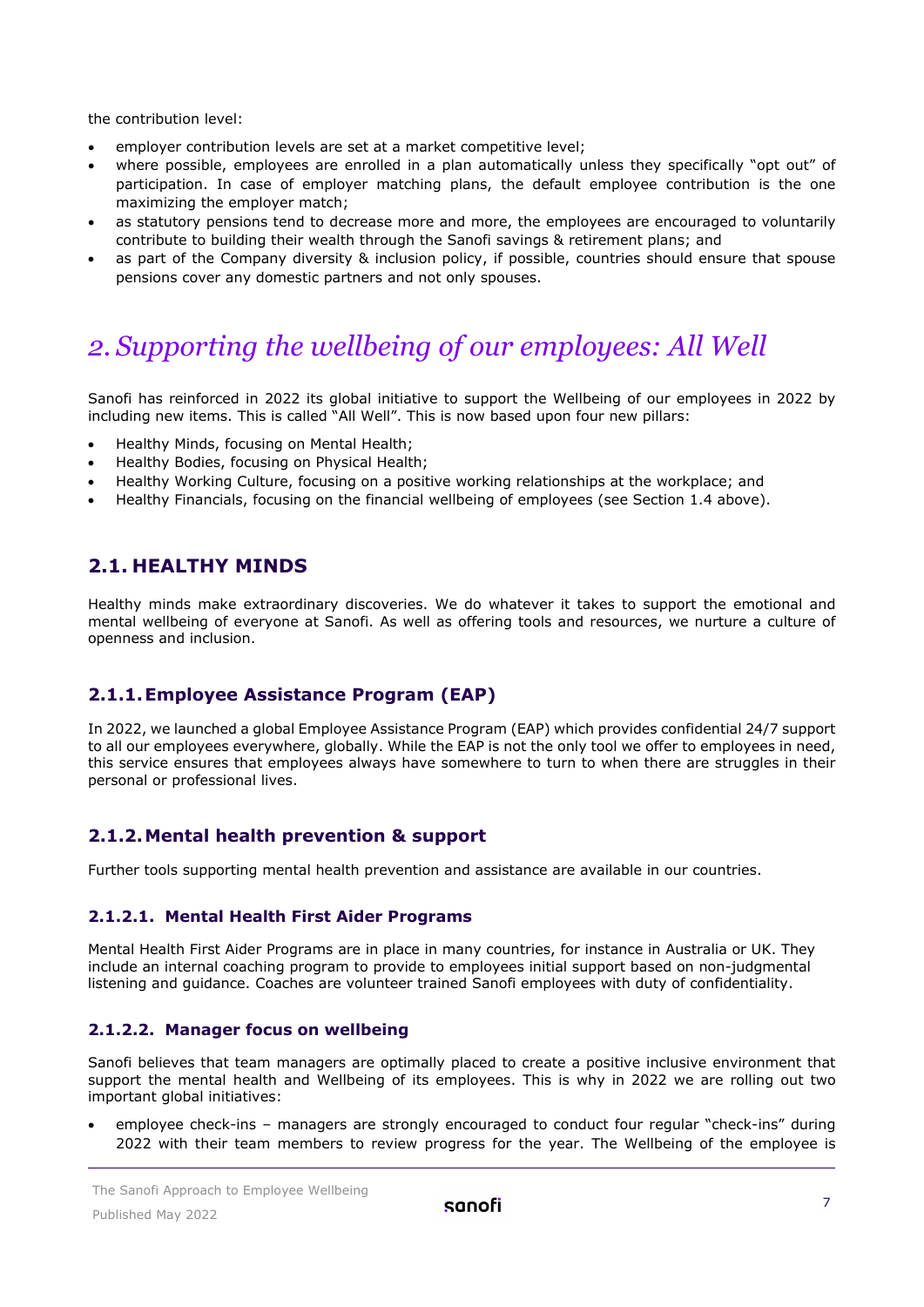the contribution level:

- employer contribution levels are set at a market competitive level;
- where possible, employees are enrolled in a plan automatically unless they specifically "opt out" of participation. In case of employer matching plans, the default employee contribution is the one maximizing the employer match;
- as statutory pensions tend to decrease more and more, the employees are encouraged to voluntarily contribute to building their wealth through the Sanofi savings & retirement plans; and
- as part of the Company diversity & inclusion policy, if possible, countries should ensure that spouse pensions cover any domestic partners and not only spouses.

# 2. *Supporting the wellbeing of our employees: All Well*

Sanofi has reinforced in 2022 its global initiative to support the Wellbeing of our employees in 2022 by including new items. This is called "All Well". This is now based upon four new pillars:

- Healthy Minds, focusing on Mental Health;
- Healthy Bodies, focusing on Physical Health;
- Healthy Working Culture, focusing on a positive working relationships at the workplace; and
- Healthy Financials, focusing on the financial wellbeing of employees (see Section 1.4 above).

## 2.1. HEALTHY MINDS

Healthy minds make extraordinary discoveries. We do whatever it takes to support the emotional and mental wellbeing of everyone at Sanofi. As well as offering tools and resources, we nurture a culture of openness and inclusion.

### 2.1.1. Employee Assistance Program (EAP)

In 2022, we launched a global Employee Assistance Program (EAP) which provides confidential 24/7 support to all our employees everywhere, globally. While the EAP is not the only tool we offer to employees in need, this service ensures that employees always have somewhere to turn to when there are struggles in their personal or professional lives.

### 2.1.2. Mental health prevention & support

Further tools supporting mental health prevention and assistance are available in our countries.

#### 2.1.2.1. Mental Health First Aider Programs

Mental Health First Aider Programs are in place in many countries, for instance in Australia or UK. They include an internal coaching program to provide to employees initial support based on non-judgmental listening and guidance. Coaches are volunteer trained Sanofi employees with duty of confidentiality.

#### 2.1.2.2. Manager focus on wellbeing

Sanofi believes that team managers are optimally placed to create a positive inclusive environment that support the mental health and Wellbeing of its employees. This is why in 2022 we are rolling out two important global initiatives:

- employee check-ins – managers are strongly encouraged to conduct four regular "check-ins" during 2022 with their team members to review progress for the year. The Wellbeing of the employee is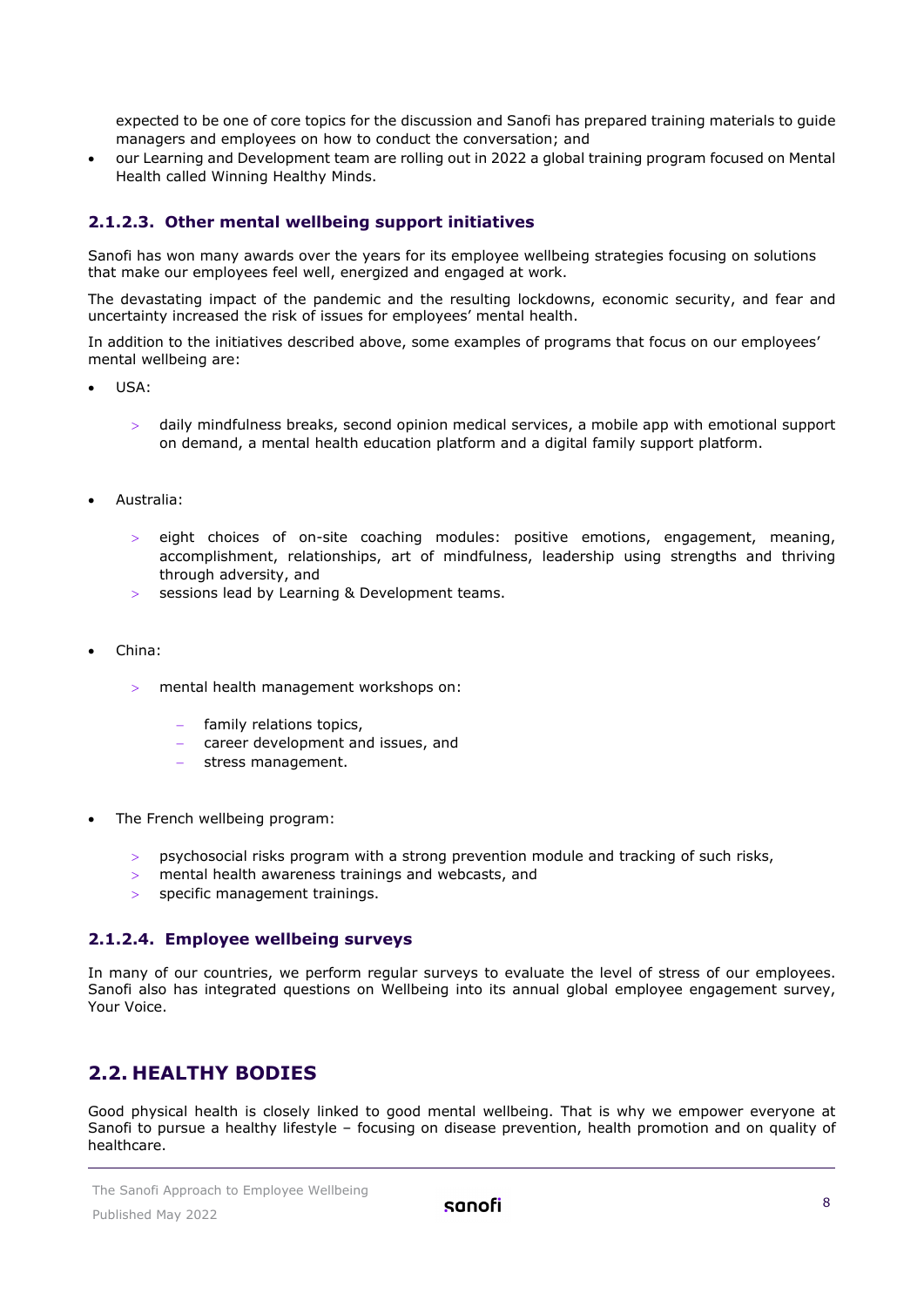expected to be one of core topics for the discussion and Sanofi has prepared training materials to guide managers and employees on how to conduct the conversation; and

- our Learning and Development team are rolling out in 2022 a global training program focused on Mental Health called Winning Healthy Minds.

### 2.1.2.3. Other mental wellbeing support initiatives

Sanofi has won many awards over the years for its employee wellbeing strategies focusing on solutions that make our employees feel well, energized and engaged at work.

The devastating impact of the pandemic and the resulting lockdowns, economic security, and fear and uncertainty increased the risk of issues for employees' mental health.

In addition to the initiatives described above, some examples of programs that focus on our employees' mental wellbeing are:

- USA:
  - daily mindfulness breaks, second opinion medical services, a mobile app with emotional support on demand, a mental health education platform and a digital family support platform.
- Australia:
  - eight choices of on-site coaching modules: positive emotions, engagement, meaning, accomplishment, relationships, art of mindfulness, leadership using strengths and thriving through adversity, and
  - sessions lead by Learning & Development teams.
- China:
  - mental health management workshops on:
    - family relations topics,
    - career development and issues, and
    - stress management.
- The French wellbeing program:
  - psychosocial risks program with a strong prevention module and tracking of such risks,
  - mental health awareness trainings and webcasts, and
  - specific management trainings.

### 2.1.2.4. Employee wellbeing surveys

In many of our countries, we perform regular surveys to evaluate the level of stress of our employees. Sanofi also has integrated questions on Wellbeing into its annual global employee engagement survey, Your Voice.

## 2.2. HEALTHY BODIES

Good physical health is closely linked to good mental wellbeing. That is why we empower everyone at Sanofi to pursue a healthy lifestyle – focusing on disease prevention, health promotion and on quality of healthcare.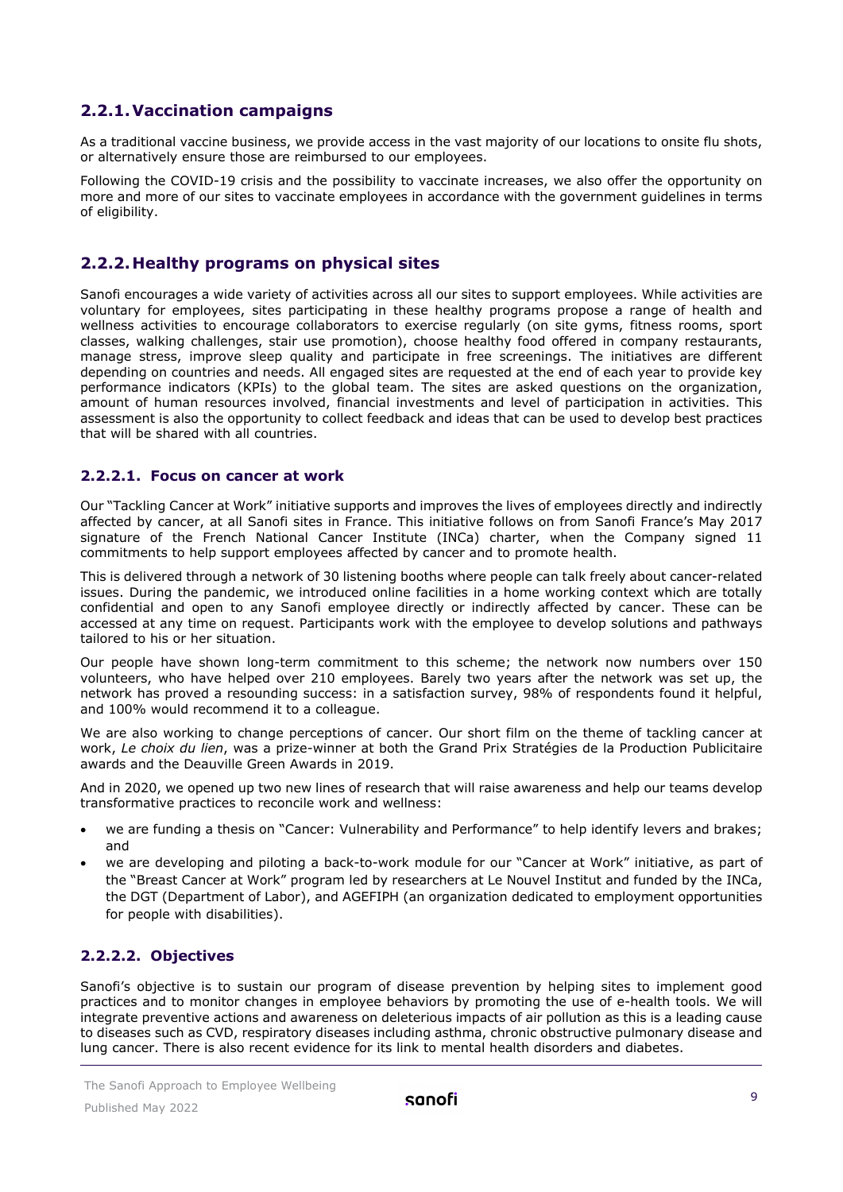### 2.2.1. Vaccination campaigns

As a traditional vaccine business, we provide access in the vast majority of our locations to onsite flu shots, or alternatively ensure those are reimbursed to our employees.

Following the COVID-19 crisis and the possibility to vaccinate increases, we also offer the opportunity on more and more of our sites to vaccinate employees in accordance with the government guidelines in terms of eligibility.

### 2.2.2. Healthy programs on physical sites

Sanofi encourages a wide variety of activities across all our sites to support employees. While activities are voluntary for employees, sites participating in these healthy programs propose a range of health and wellness activities to encourage collaborators to exercise regularly (on site gyms, fitness rooms, sport classes, walking challenges, stair use promotion), choose healthy food offered in company restaurants, manage stress, improve sleep quality and participate in free screenings. The initiatives are different depending on countries and needs. All engaged sites are requested at the end of each year to provide key performance indicators (KPIs) to the global team. The sites are asked questions on the organization, amount of human resources involved, financial investments and level of participation in activities. This assessment is also the opportunity to collect feedback and ideas that can be used to develop best practices that will be shared with all countries.

#### 2.2.2.1. Focus on cancer at work

Our "Tackling Cancer at Work" initiative supports and improves the lives of employees directly and indirectly affected by cancer, at all Sanofi sites in France. This initiative follows on from Sanofi France's May 2017 signature of the French National Cancer Institute (INCa) charter, when the Company signed 11 commitments to help support employees affected by cancer and to promote health.

This is delivered through a network of 30 listening booths where people can talk freely about cancer-related issues. During the pandemic, we introduced online facilities in a home working context which are totally confidential and open to any Sanofi employee directly or indirectly affected by cancer. These can be accessed at any time on request. Participants work with the employee to develop solutions and pathways tailored to his or her situation.

Our people have shown long-term commitment to this scheme; the network now numbers over 150 volunteers, who have helped over 210 employees. Barely two years after the network was set up, the network has proved a resounding success: in a satisfaction survey, 98% of respondents found it helpful, and 100% would recommend it to a colleague.

We are also working to change perceptions of cancer. Our short film on the theme of tackling cancer at work, *Le choix du lien*, was a prize-winner at both the Grand Prix Stratégies de la Production Publicitaire awards and the Deauville Green Awards in 2019.

And in 2020, we opened up two new lines of research that will raise awareness and help our teams develop transformative practices to reconcile work and wellness:

- we are funding a thesis on "Cancer: Vulnerability and Performance" to help identify levers and brakes; and
- we are developing and piloting a back-to-work module for our "Cancer at Work" initiative, as part of the "Breast Cancer at Work" program led by researchers at Le Nouvel Institut and funded by the INCa, the DGT (Department of Labor), and AGEFIPH (an organization dedicated to employment opportunities for people with disabilities).

#### 2.2.2.2. Objectives

Sanofi's objective is to sustain our program of disease prevention by helping sites to implement good practices and to monitor changes in employee behaviors by promoting the use of e-health tools. We will integrate preventive actions and awareness on deleterious impacts of air pollution as this is a leading cause to diseases such as CVD, respiratory diseases including asthma, chronic obstructive pulmonary disease and lung cancer. There is also recent evidence for its link to mental health disorders and diabetes.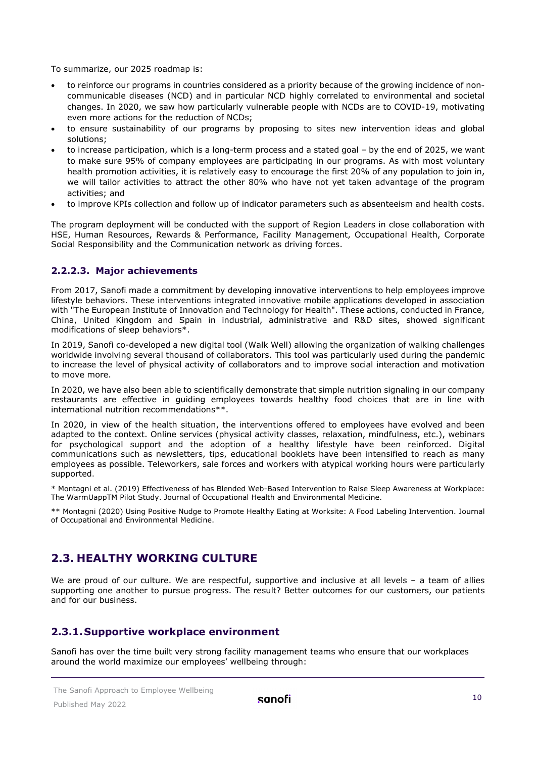To summarize, our 2025 roadmap is:

- to reinforce our programs in countries considered as a priority because of the growing incidence of non-communicable diseases (NCD) and in particular NCD highly correlated to environmental and societal changes. In 2020, we saw how particularly vulnerable people with NCDs are to COVID-19, motivating even more actions for the reduction of NCDs;
- to ensure sustainability of our programs by proposing to sites new intervention ideas and global solutions;
- to increase participation, which is a long-term process and a stated goal – by the end of 2025, we want to make sure 95% of company employees are participating in our programs. As with most voluntary health promotion activities, it is relatively easy to encourage the first 20% of any population to join in, we will tailor activities to attract the other 80% who have not yet taken advantage of the program activities; and
- to improve KPIs collection and follow up of indicator parameters such as absenteeism and health costs.

The program deployment will be conducted with the support of Region Leaders in close collaboration with HSE, Human Resources, Rewards & Performance, Facility Management, Occupational Health, Corporate Social Responsibility and the Communication network as driving forces.

#### 2.2.2.3. Major achievements

From 2017, Sanofi made a commitment by developing innovative interventions to help employees improve lifestyle behaviors. These interventions integrated innovative mobile applications developed in association with "The European Institute of Innovation and Technology for Health". These actions, conducted in France, China, United Kingdom and Spain in industrial, administrative and R&D sites, showed significant modifications of sleep behaviors*.

In 2019, Sanofi co-developed a new digital tool (Walk Well) allowing the organization of walking challenges worldwide involving several thousand of collaborators. This tool was particularly used during the pandemic to increase the level of physical activity of collaborators and to improve social interaction and motivation to move more.

In 2020, we have also been able to scientifically demonstrate that simple nutrition signaling in our company restaurants are effective in guiding employees towards healthy food choices that are in line with international nutrition recommendations**.

In 2020, in view of the health situation, the interventions offered to employees have evolved and been adapted to the context. Online services (physical activity classes, relaxation, mindfulness, etc.), webinars for psychological support and the adoption of a healthy lifestyle have been reinforced. Digital communications such as newsletters, tips, educational booklets have been intensified to reach as many employees as possible. Teleworkers, sale forces and workers with atypical working hours were particularly supported.

\* Montagni et al. (2019) Effectiveness of has Blended Web-Based Intervention to Raise Sleep Awareness at Workplace: The WarmUappTM Pilot Study. Journal of Occupational Health and Environmental Medicine.

\** Montagni (2020) Using Positive Nudge to Promote Healthy Eating at Worksite: A Food Labeling Intervention. Journal of Occupational and Environmental Medicine.

## 2.3. HEALTHY WORKING CULTURE

We are proud of our culture. We are respectful, supportive and inclusive at all levels – a team of allies supporting one another to pursue progress. The result? Better outcomes for our customers, our patients and for our business.

### 2.3.1. Supportive workplace environment

Sanofi has over the time built very strong facility management teams who ensure that our workplaces around the world maximize our employees' wellbeing through: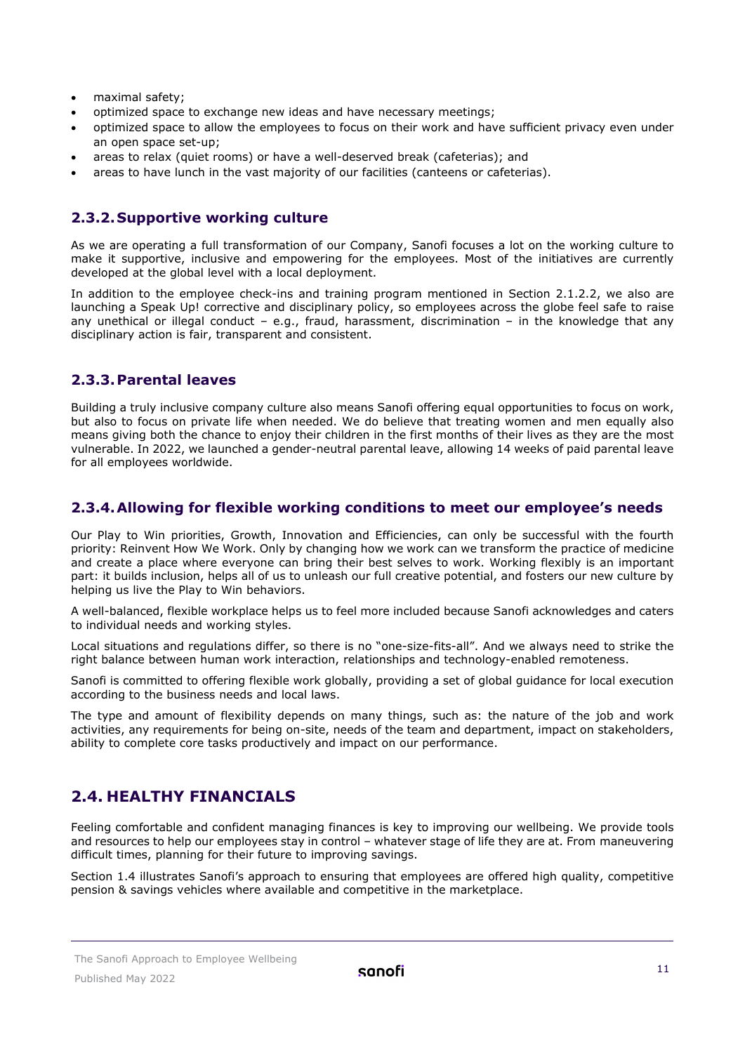- maximal safety;
- optimized space to exchange new ideas and have necessary meetings;
- optimized space to allow the employees to focus on their work and have sufficient privacy even under an open space set-up;
- areas to relax (quiet rooms) or have a well-deserved break (cafeterias); and
- areas to have lunch in the vast majority of our facilities (canteens or cafeterias).

### 2.3.2. Supportive working culture

As we are operating a full transformation of our Company, Sanofi focuses a lot on the working culture to make it supportive, inclusive and empowering for the employees. Most of the initiatives are currently developed at the global level with a local deployment.

In addition to the employee check-ins and training program mentioned in Section 2.1.2.2, we also are launching a Speak Up! corrective and disciplinary policy, so employees across the globe feel safe to raise any unethical or illegal conduct – e.g., fraud, harassment, discrimination – in the knowledge that any disciplinary action is fair, transparent and consistent.

### 2.3.3. Parental leaves

Building a truly inclusive company culture also means Sanofi offering equal opportunities to focus on work, but also to focus on private life when needed. We do believe that treating women and men equally also means giving both the chance to enjoy their children in the first months of their lives as they are the most vulnerable. In 2022, we launched a gender-neutral parental leave, allowing 14 weeks of paid parental leave for all employees worldwide.

### 2.3.4. Allowing for flexible working conditions to meet our employee's needs

Our Play to Win priorities, Growth, Innovation and Efficiencies, can only be successful with the fourth priority: Reinvent How We Work. Only by changing how we work can we transform the practice of medicine and create a place where everyone can bring their best selves to work. Working flexibly is an important part: it builds inclusion, helps all of us to unleash our full creative potential, and fosters our new culture by helping us live the Play to Win behaviors.

A well-balanced, flexible workplace helps us to feel more included because Sanofi acknowledges and caters to individual needs and working styles.

Local situations and regulations differ, so there is no "one-size-fits-all". And we always need to strike the right balance between human work interaction, relationships and technology-enabled remoteness.

Sanofi is committed to offering flexible work globally, providing a set of global guidance for local execution according to the business needs and local laws.

The type and amount of flexibility depends on many things, such as: the nature of the job and work activities, any requirements for being on-site, needs of the team and department, impact on stakeholders, ability to complete core tasks productively and impact on our performance.

## 2.4. HEALTHY FINANCIALS

Feeling comfortable and confident managing finances is key to improving our wellbeing. We provide tools and resources to help our employees stay in control – whatever stage of life they are at. From maneuvering difficult times, planning for their future to improving savings.

Section 1.4 illustrates Sanofi's approach to ensuring that employees are offered high quality, competitive pension & savings vehicles where available and competitive in the marketplace.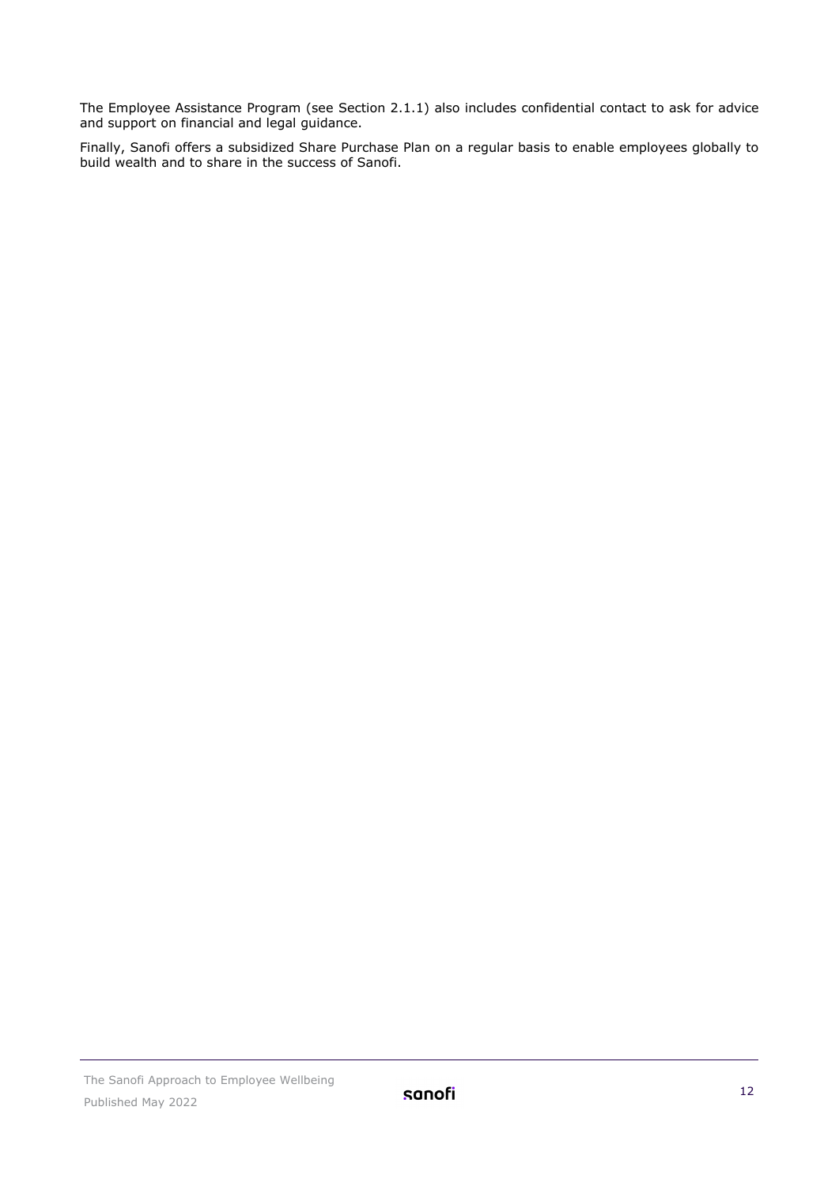The Employee Assistance Program (see Section 2.1.1) also includes confidential contact to ask for advice and support on financial and legal guidance.

Finally, Sanofi offers a subsidized Share Purchase Plan on a regular basis to enable employees globally to build wealth and to share in the success of Sanofi.